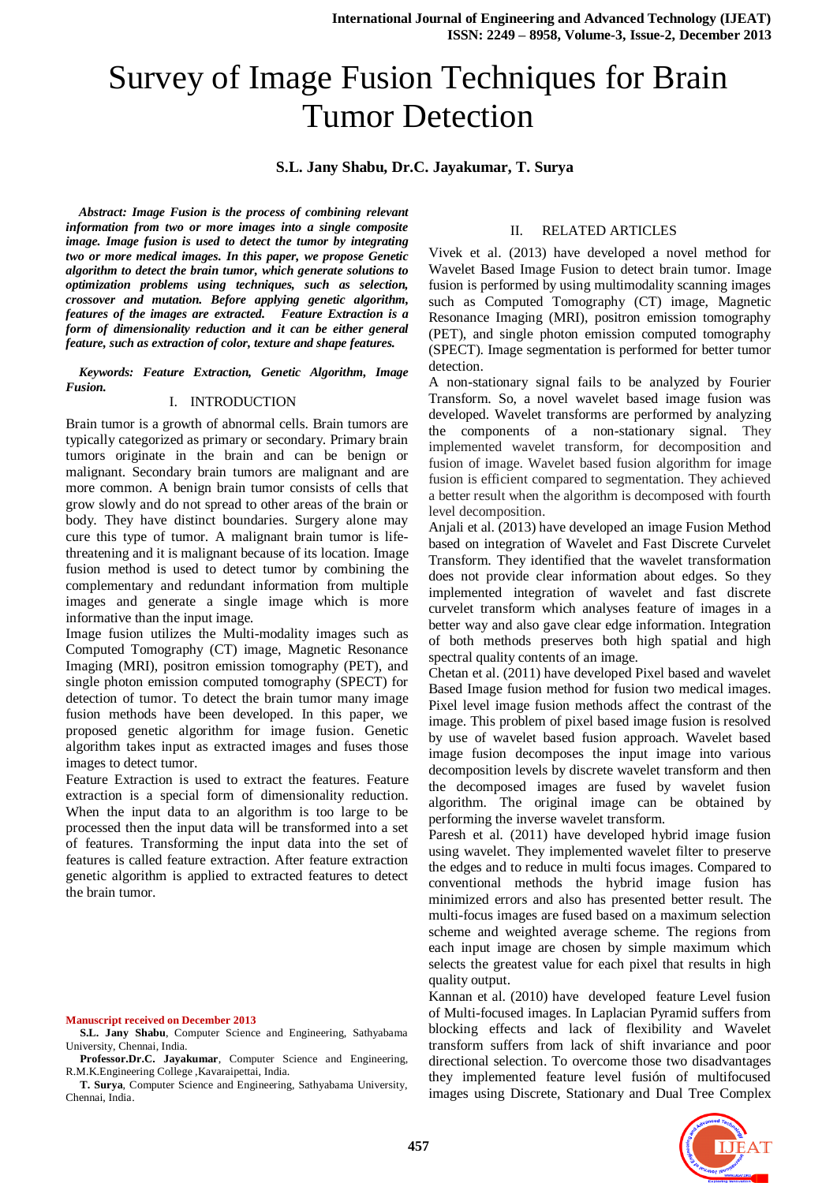# Survey of Image Fusion Techniques for Brain Tumor Detection

**S.L. Jany Shabu, Dr.C. Jayakumar, T. Surya**

***Abstract: Image Fusion is the process of combining relevant information from two or more images into a single composite image. Image fusion is used to detect the tumor by integrating two or more medical images. In this paper, we propose Genetic algorithm to detect the brain tumor, which generate solutions to optimization problems using techniques, such as selection, crossover and mutation. Before applying genetic algorithm, features of the images are extracted. Feature Extraction is a form of dimensionality reduction and it can be either general feature, such as extraction of color, texture and shape features.***

***Keywords: Feature Extraction, Genetic Algorithm, Image Fusion.***

## I. INTRODUCTION

Brain tumor is a growth of abnormal cells. Brain tumors are typically categorized as primary or secondary. Primary brain tumors originate in the brain and can be benign or malignant. Secondary brain tumors are malignant and are more common. A benign brain tumor consists of cells that grow slowly and do not spread to other areas of the brain or body. They have distinct boundaries. Surgery alone may cure this type of tumor. A malignant brain tumor is life-threatening and it is malignant because of its location. Image fusion method is used to detect tumor by combining the complementary and redundant information from multiple images and generate a single image which is more informative than the input image.

Image fusion utilizes the Multi-modality images such as Computed Tomography (CT) image, Magnetic Resonance Imaging (MRI), positron emission tomography (PET), and single photon emission computed tomography (SPECT) for detection of tumor. To detect the brain tumor many image fusion methods have been developed. In this paper, we proposed genetic algorithm for image fusion. Genetic algorithm takes input as extracted images and fuses those images to detect tumor.

Feature Extraction is used to extract the features. Feature extraction is a special form of dimensionality reduction. When the input data to an algorithm is too large to be processed then the input data will be transformed into a set of features. Transforming the input data into the set of features is called feature extraction. After feature extraction genetic algorithm is applied to extracted features to detect the brain tumor.

**Manuscript received on December 2013**

**S.L. Jany Shabu**, Computer Science and Engineering, Sathyabama University, Chennai, India.

**Professor.Dr.C. Jayakumar**, Computer Science and Engineering, R.M.K.Engineering College ,Kavaraipettai, India.

**T. Surya**, Computer Science and Engineering, Sathyabama University, Chennai, India.

## II. RELATED ARTICLES

Vivek et al. (2013) have developed a novel method for Wavelet Based Image Fusion to detect brain tumor. Image fusion is performed by using multimodality scanning images such as Computed Tomography (CT) image, Magnetic Resonance Imaging (MRI), positron emission tomography (PET), and single photon emission computed tomography (SPECT). Image segmentation is performed for better tumor detection.

A non-stationary signal fails to be analyzed by Fourier Transform. So, a novel wavelet based image fusion was developed. Wavelet transforms are performed by analyzing the components of a non-stationary signal. They implemented wavelet transform, for decomposition and fusion of image. Wavelet based fusion algorithm for image fusion is efficient compared to segmentation. They achieved a better result when the algorithm is decomposed with fourth level decomposition.

Anjali et al. (2013) have developed an image Fusion Method based on integration of Wavelet and Fast Discrete Curvelet Transform. They identified that the wavelet transformation does not provide clear information about edges. So they implemented integration of wavelet and fast discrete curvelet transform which analyses feature of images in a better way and also gave clear edge information. Integration of both methods preserves both high spatial and high spectral quality contents of an image.

Chetan et al. (2011) have developed Pixel based and wavelet Based Image fusion method for fusion two medical images. Pixel level image fusion methods affect the contrast of the image. This problem of pixel based image fusion is resolved by use of wavelet based fusion approach. Wavelet based image fusion decomposes the input image into various decomposition levels by discrete wavelet transform and then the decomposed images are fused by wavelet fusion algorithm. The original image can be obtained by performing the inverse wavelet transform.

Paresh et al. (2011) have developed hybrid image fusion using wavelet. They implemented wavelet filter to preserve the edges and to reduce in multi focus images. Compared to conventional methods the hybrid image fusion has minimized errors and also has presented better result. The multi-focus images are fused based on a maximum selection scheme and weighted average scheme. The regions from each input image are chosen by simple maximum which selects the greatest value for each pixel that results in high quality output.

Kannan et al. (2010) have developed feature Level fusion of Multi-focused images. In Laplacian Pyramid suffers from blocking effects and lack of flexibility and Wavelet transform suffers from lack of shift invariance and poor directional selection. To overcome those two disadvantages they implemented feature level fusión of multifocused images using Discrete, Stationary and Dual Tree Complex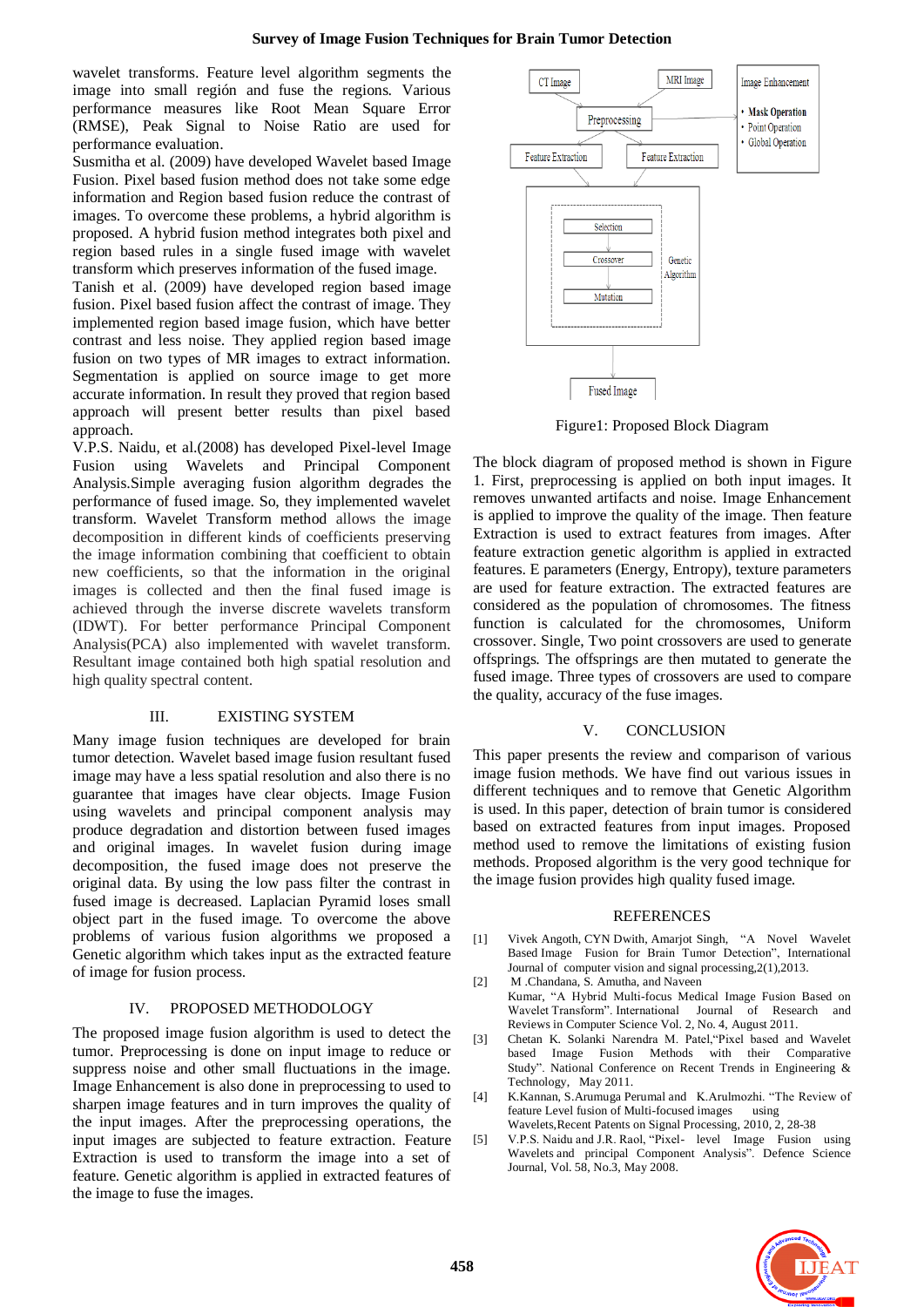wavelet transforms. Feature level algorithm segments the image into small región and fuse the regions. Various performance measures like Root Mean Square Error (RMSE), Peak Signal to Noise Ratio are used for performance evaluation.

Susmitha et al. (2009) have developed Wavelet based Image Fusion. Pixel based fusion method does not take some edge information and Region based fusion reduce the contrast of images. To overcome these problems, a hybrid algorithm is proposed. A hybrid fusion method integrates both pixel and region based rules in a single fused image with wavelet transform which preserves information of the fused image.

Tanish et al. (2009) have developed region based image fusion. Pixel based fusion affect the contrast of image. They implemented region based image fusion, which have better contrast and less noise. They applied region based image fusion on two types of MR images to extract information. Segmentation is applied on source image to get more accurate information. In result they proved that region based approach will present better results than pixel based approach.

V.P.S. Naidu, et al.(2008) has developed Pixel-level Image Fusion using Wavelets and Principal Component Analysis.Simple averaging fusion algorithm degrades the performance of fused image. So, they implemented wavelet transform. Wavelet Transform method allows the image decomposition in different kinds of coefficients preserving the image information combining that coefficient to obtain new coefficients, so that the information in the original images is collected and then the final fused image is achieved through the inverse discrete wavelets transform (IDWT). For better performance Principal Component Analysis(PCA) also implemented with wavelet transform. Resultant image contained both high spatial resolution and high quality spectral content.

## III. EXISTING SYSTEM

Many image fusion techniques are developed for brain tumor detection. Wavelet based image fusion resultant fused image may have a less spatial resolution and also there is no guarantee that images have clear objects. Image Fusion using wavelets and principal component analysis may produce degradation and distortion between fused images and original images. In wavelet fusion during image decomposition, the fused image does not preserve the original data. By using the low pass filter the contrast in fused image is decreased. Laplacian Pyramid loses small object part in the fused image. To overcome the above problems of various fusion algorithms we proposed a Genetic algorithm which takes input as the extracted feature of image for fusion process.

## IV. PROPOSED METHODOLOGY

The proposed image fusion algorithm is used to detect the tumor. Preprocessing is done on input image to reduce or suppress noise and other small fluctuations in the image. Image Enhancement is also done in preprocessing to used to sharpen image features and in turn improves the quality of the input images. After the preprocessing operations, the input images are subjected to feature extraction. Feature Extraction is used to transform the image into a set of feature. Genetic algorithm is applied in extracted features of the image to fuse the images.

Figure1: Proposed Block Diagram

The block diagram of proposed method is shown in Figure 1. First, preprocessing is applied on both input images. It removes unwanted artifacts and noise. Image Enhancement is applied to improve the quality of the image. Then feature Extraction is used to extract features from images. After feature extraction genetic algorithm is applied in extracted features. E parameters (Energy, Entropy), texture parameters are used for feature extraction. The extracted features are considered as the population of chromosomes. The fitness function is calculated for the chromosomes, Uniform crossover. Single, Two point crossovers are used to generate offsprings. The offsprings are then mutated to generate the fused image. Three types of crossovers are used to compare the quality, accuracy of the fuse images.

## V. CONCLUSION

This paper presents the review and comparison of various image fusion methods. We have find out various issues in different techniques and to remove that Genetic Algorithm is used. In this paper, detection of brain tumor is considered based on extracted features from input images. Proposed method used to remove the limitations of existing fusion methods. Proposed algorithm is the very good technique for the image fusion provides high quality fused image.

## REFERENCES

[1] Vivek Angoth, CYN Dwith, Amarjot Singh, "A Novel Wavelet Based Image Fusion for Brain Tumor Detection", International Journal of computer vision and signal processing,2(1),2013.

[2] M .Chandana, S. Amutha, and Naveen Kumar, "A Hybrid Multi-focus Medical Image Fusion Based on Wavelet Transform". International Journal of Research and Reviews in Computer Science Vol. 2, No. 4, August 2011.

[3] Chetan K. Solanki Narendra M. Patel,"Pixel based and Wavelet based Image Fusion Methods with their Comparative Study". National Conference on Recent Trends in Engineering & Technology, May 2011.

[4] K.Kannan, S.Arumuga Perumal and K.Arulmozhi. "The Review of feature Level fusion of Multi-focused images using Wavelets,Recent Patents on Signal Processing, 2010, 2, 28-38

[5] V.P.S. Naidu and J.R. Raol, "Pixel- level Image Fusion using Wavelets and principal Component Analysis". Defence Science Journal, Vol. 58, No.3, May 2008.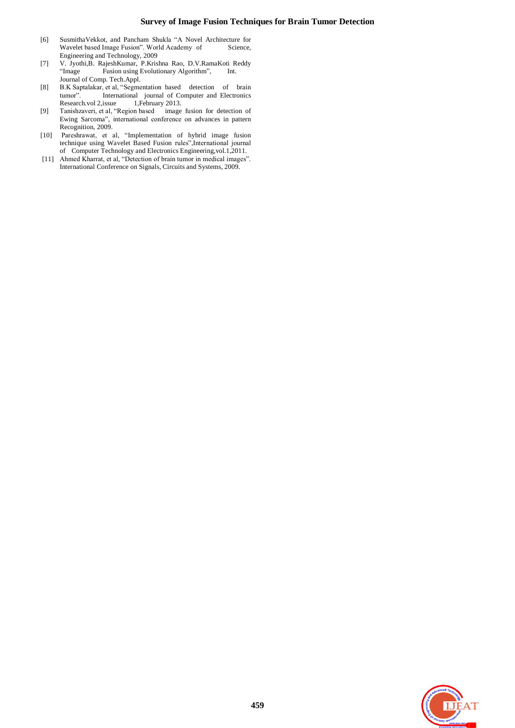[6] SusmithaVekkot, and Pancham Shukla "A Novel Architecture for Wavelet based Image Fusion". World Academy of Science, Engineering and Technology, 2009

[7] V. Jyothi,B. RajeshKumar, P.Krishna Rao, D.V.RamaKoti Reddy "Image Fusion using Evolutionary Algorithm", Int. Journal of Comp. Tech.Appl.

[8] B.K Saptalakar, et al, "Segmentation based detection of brain tumor". International journal of Computer and Electronics Research.vol 2,issue 1,February 2013.

[9] Tanishzaveri, et al, "Region based image fusion for detection of Ewing Sarcoma", international conference on advances in pattern Recognition, 2009.

[10] Pareshrawat, et al, "Implementation of hybrid image fusion technique using Wavelet Based Fusion rules",International journal of Computer Technology and Electronics Engineering,vol.1,2011.

[11] Ahmed Kharrat, et al, "Detection of brain tumor in medical images". International Conference on Signals, Circuits and Systems, 2009.